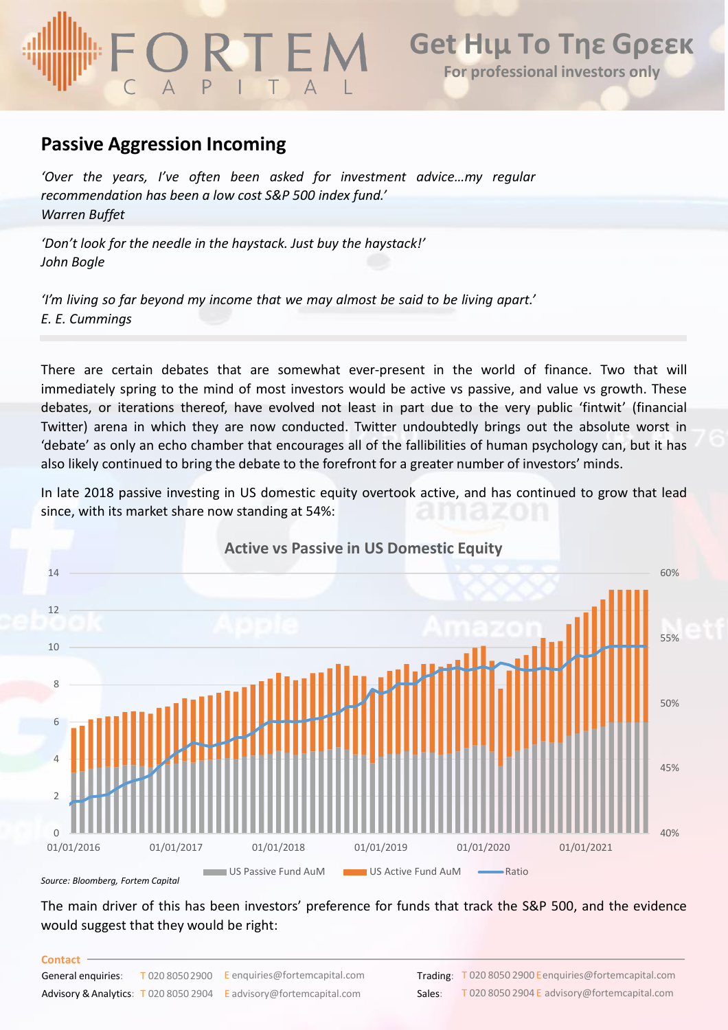## Passive Aggression Incoming

*'Over the years, I've often been asked for investment advice…my regular recommendation has been a low cost S&P 500 index fund.'*
*Warren Buffet*

*'Don't look for the needle in the haystack. Just buy the haystack!'*
*John Bogle*

*'I'm living so far beyond my income that we may almost be said to be living apart.'*
*E. E. Cummings*

There are certain debates that are somewhat ever-present in the world of finance. Two that will immediately spring to the mind of most investors would be active vs passive, and value vs growth. These debates, or iterations thereof, have evolved not least in part due to the very public 'fintwit' (financial Twitter) arena in which they are now conducted. Twitter undoubtedly brings out the absolute worst in 'debate' as only an echo chamber that encourages all of the fallibilities of human psychology can, but it has also likely continued to bring the debate to the forefront for a greater number of investors' minds.

In late 2018 passive investing in US domestic equity overtook active, and has continued to grow that lead since, with its market share now standing at 54%:

**Active vs Passive in US Domestic Equity**

*Source: Bloomberg, Fortem Capital*

The main driver of this has been investors' preference for funds that track the S&P 500, and the evidence would suggest that they would be right: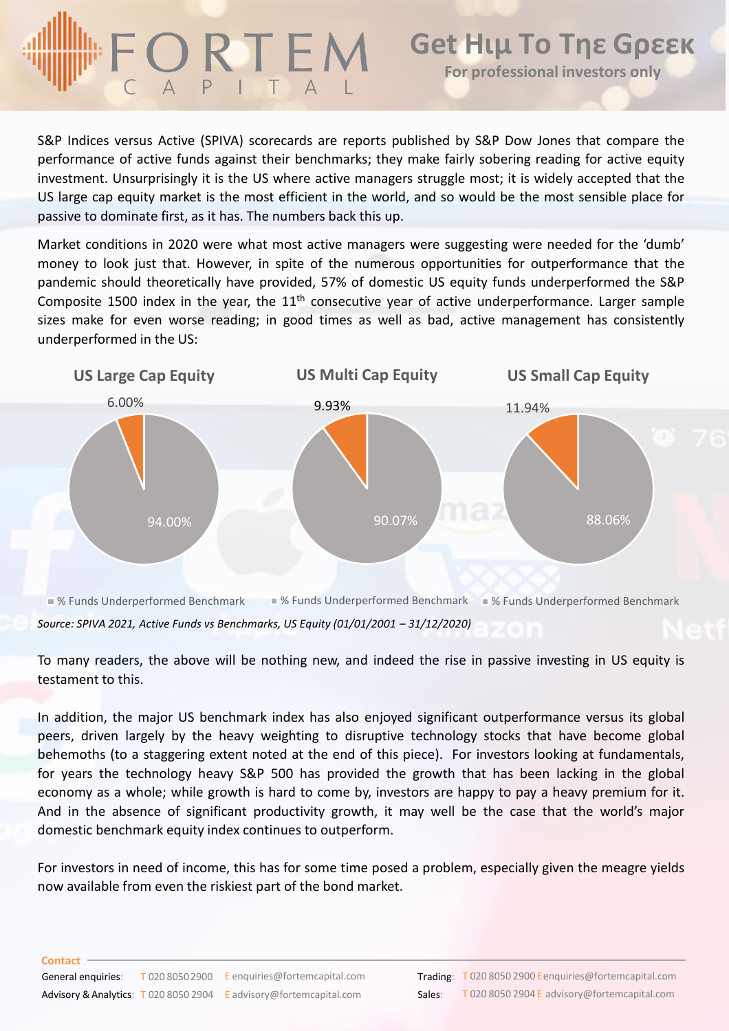S&P Indices versus Active (SPIVA) scorecards are reports published by S&P Dow Jones that compare the performance of active funds against their benchmarks; they make fairly sobering reading for active equity investment. Unsurprisingly it is the US where active managers struggle most; it is widely accepted that the US large cap equity market is the most efficient in the world, and so would be the most sensible place for passive to dominate first, as it has. The numbers back this up.

Market conditions in 2020 were what most active managers were suggesting were needed for the 'dumb' money to look just that. However, in spite of the numerous opportunities for outperformance that the pandemic should theoretically have provided, 57% of domestic US equity funds underperformed the S&P Composite 1500 index in the year, the 11th consecutive year of active underperformance. Larger sample sizes make for even worse reading; in good times as well as bad, active management has consistently underperformed in the US:

| | US Large Cap Equity | US Multi Cap Equity | US Small Cap Equity |
|---|---|---|---|
| % Funds Underperformed Benchmark | 94.00% | 90.07% | 88.06% |
| Other | 6.00% | 9.93% | 11.94% |

*Source: SPIVA 2021, Active Funds vs Benchmarks, US Equity (01/01/2001 – 31/12/2020)*

To many readers, the above will be nothing new, and indeed the rise in passive investing in US equity is testament to this.

In addition, the major US benchmark index has also enjoyed significant outperformance versus its global peers, driven largely by the heavy weighting to disruptive technology stocks that have become global behemoths (to a staggering extent noted at the end of this piece). For investors looking at fundamentals, for years the technology heavy S&P 500 has provided the growth that has been lacking in the global economy as a whole; while growth is hard to come by, investors are happy to pay a heavy premium for it. And in the absence of significant productivity growth, it may well be the case that the world's major domestic benchmark equity index continues to outperform.

For investors in need of income, this has for some time posed a problem, especially given the meagre yields now available from even the riskiest part of the bond market.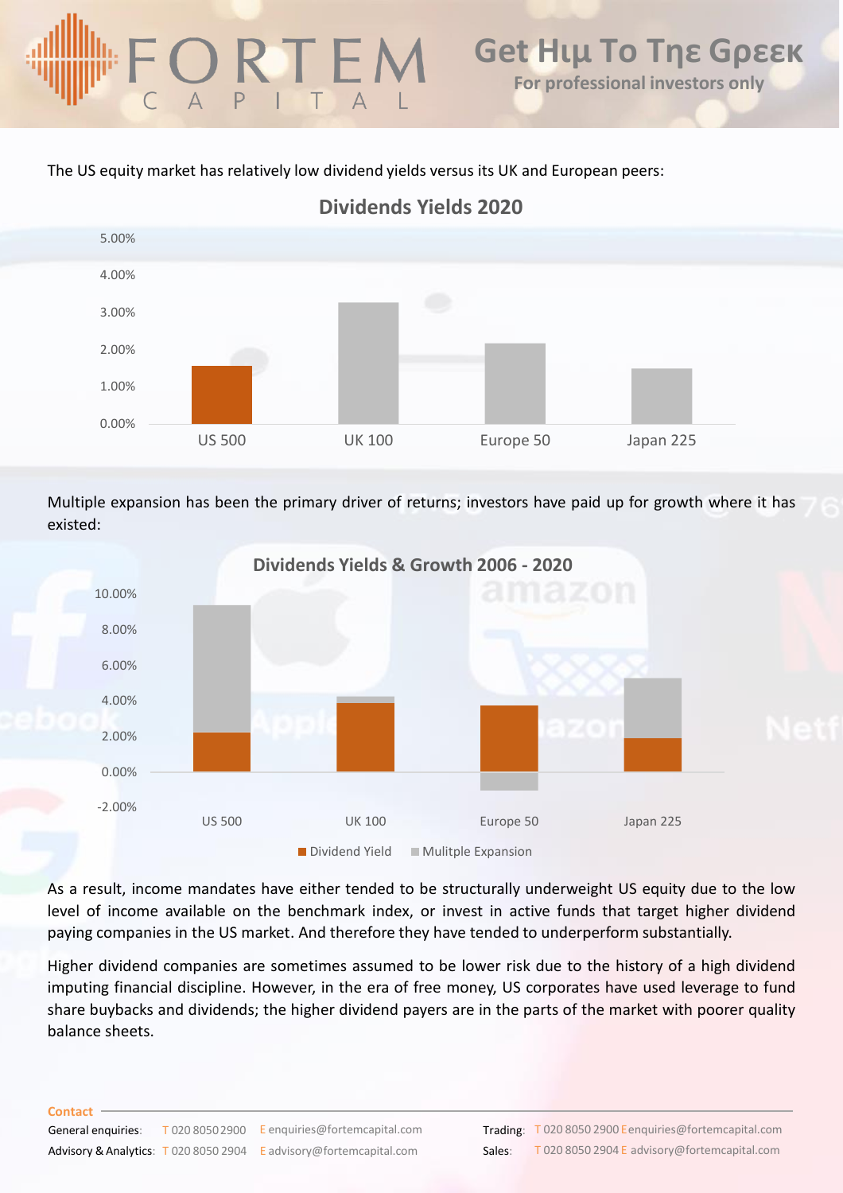The US equity market has relatively low dividend yields versus its UK and European peers:

**Dividends Yields 2020**

Multiple expansion has been the primary driver of returns; investors have paid up for growth where it has existed:

**Dividends Yields & Growth 2006 - 2020**

As a result, income mandates have either tended to be structurally underweight US equity due to the low level of income available on the benchmark index, or invest in active funds that target higher dividend paying companies in the US market. And therefore they have tended to underperform substantially.

Higher dividend companies are sometimes assumed to be lower risk due to the history of a high dividend imputing financial discipline. However, in the era of free money, US corporates have used leverage to fund share buybacks and dividends; the higher dividend payers are in the parts of the market with poorer quality balance sheets.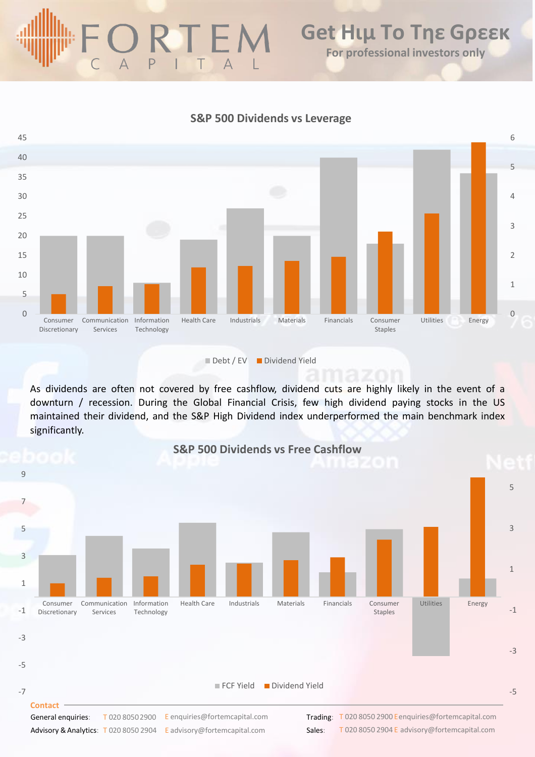**S&P 500 Dividends vs Leverage**

■ Debt / EV ■ Dividend Yield

As dividends are often not covered by free cashflow, dividend cuts are highly likely in the event of a downturn / recession. During the Global Financial Crisis, few high dividend paying stocks in the US maintained their dividend, and the S&P High Dividend index underperformed the main benchmark index significantly.

**S&P 500 Dividends vs Free Cashflow**

■ FCF Yield ■ Dividend Yield

**Contact**

General enquiries: T 020 8050 2900 E enquiries@fortemcapital.com

Advisory & Analytics: T 020 8050 2904 E advisory@fortemcapital.com

Trading: T 020 8050 2900 E enquiries@fortemcapital.com

Sales: T 020 8050 2904 E advisory@fortemcapital.com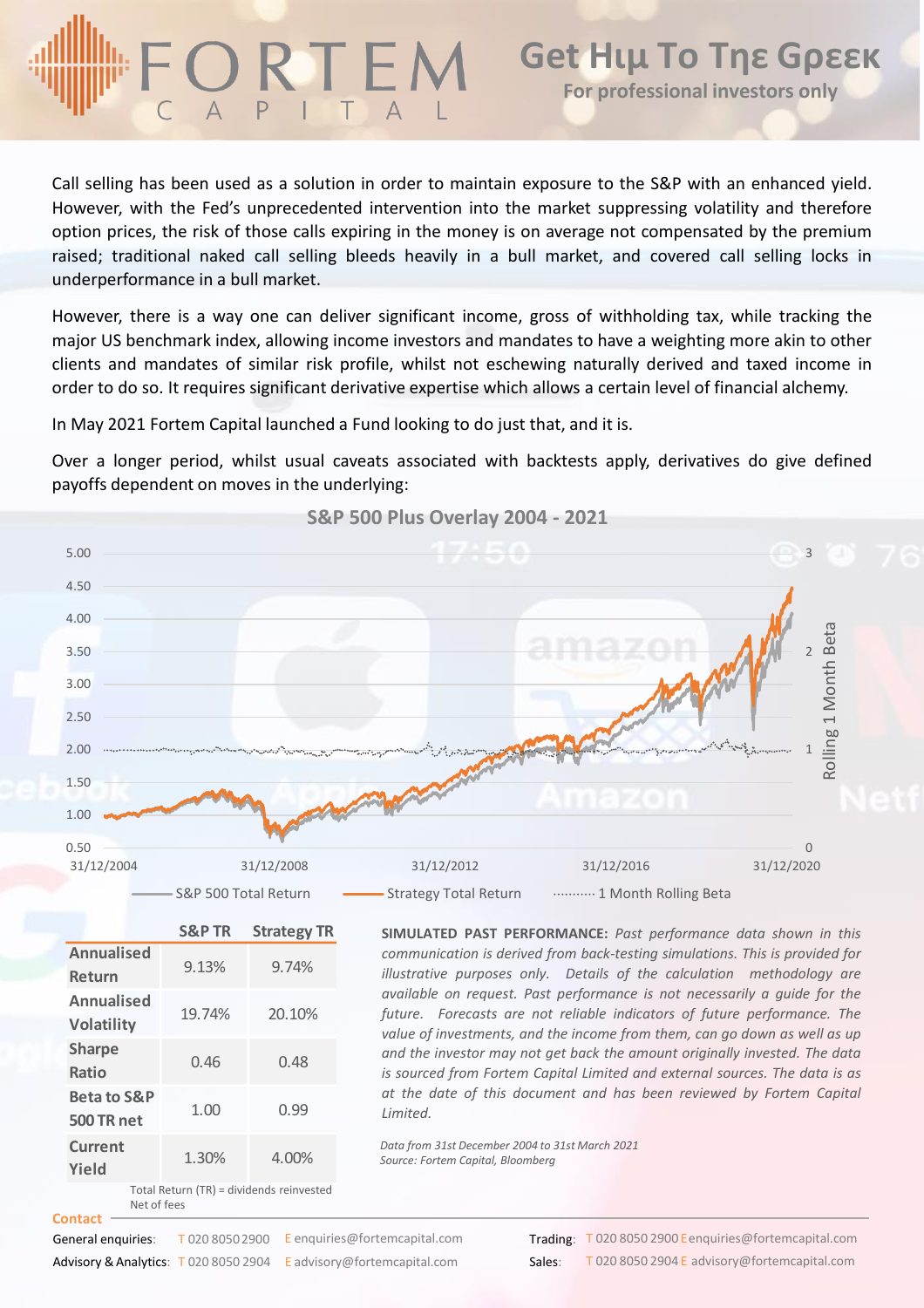# Get Ημ To Τηε Γρεεκ

**For professional investors only**

Call selling has been used as a solution in order to maintain exposure to the S&P with an enhanced yield. However, with the Fed's unprecedented intervention into the market suppressing volatility and therefore option prices, the risk of those calls expiring in the money is on average not compensated by the premium raised; traditional naked call selling bleeds heavily in a bull market, and covered call selling locks in underperformance in a bull market.

However, there is a way one can deliver significant income, gross of withholding tax, while tracking the major US benchmark index, allowing income investors and mandates to have a weighting more akin to other clients and mandates of similar risk profile, whilst not eschewing naturally derived and taxed income in order to do so. It requires significant derivative expertise which allows a certain level of financial alchemy.

In May 2021 Fortem Capital launched a Fund looking to do just that, and it is.

Over a longer period, whilst usual caveats associated with backtests apply, derivatives do give defined payoffs dependent on moves in the underlying:

**S&P 500 Plus Overlay 2004 - 2021**

S&P 500 Total Return — Strategy Total Return — 1 Month Rolling Beta

| | S&P TR | Strategy TR |
|---|---|---|
| Annualised Return | 9.13% | 9.74% |
| Annualised Volatility | 19.74% | 20.10% |
| Sharpe Ratio | 0.46 | 0.48 |
| Beta to S&P 500 TR net | 1.00 | 0.99 |
| Current Yield | 1.30% | 4.00% |

Total Return (TR) = dividends reinvested
Net of fees

**SIMULATED PAST PERFORMANCE:** *Past performance data shown in this communication is derived from back-testing simulations. This is provided for illustrative purposes only. Details of the calculation methodology are available on request. Past performance is not necessarily a guide for the future. Forecasts are not reliable indicators of future performance. The value of investments, and the income from them, can go down as well as up and the investor may not get back the amount originally invested. The data is sourced from Fortem Capital Limited and external sources. The data is as at the date of this document and has been reviewed by Fortem Capital Limited.*

*Data from 31st December 2004 to 31st March 2021*
*Source: Fortem Capital, Bloomberg*

**Contact**

General enquiries: T 020 8050 2900 E enquiries@fortemcapital.com
Advisory & Analytics: T 020 8050 2904 E advisory@fortemcapital.com
Trading: T 020 8050 2900 E enquiries@fortemcapital.com
Sales: T 020 8050 2904 E advisory@fortemcapital.com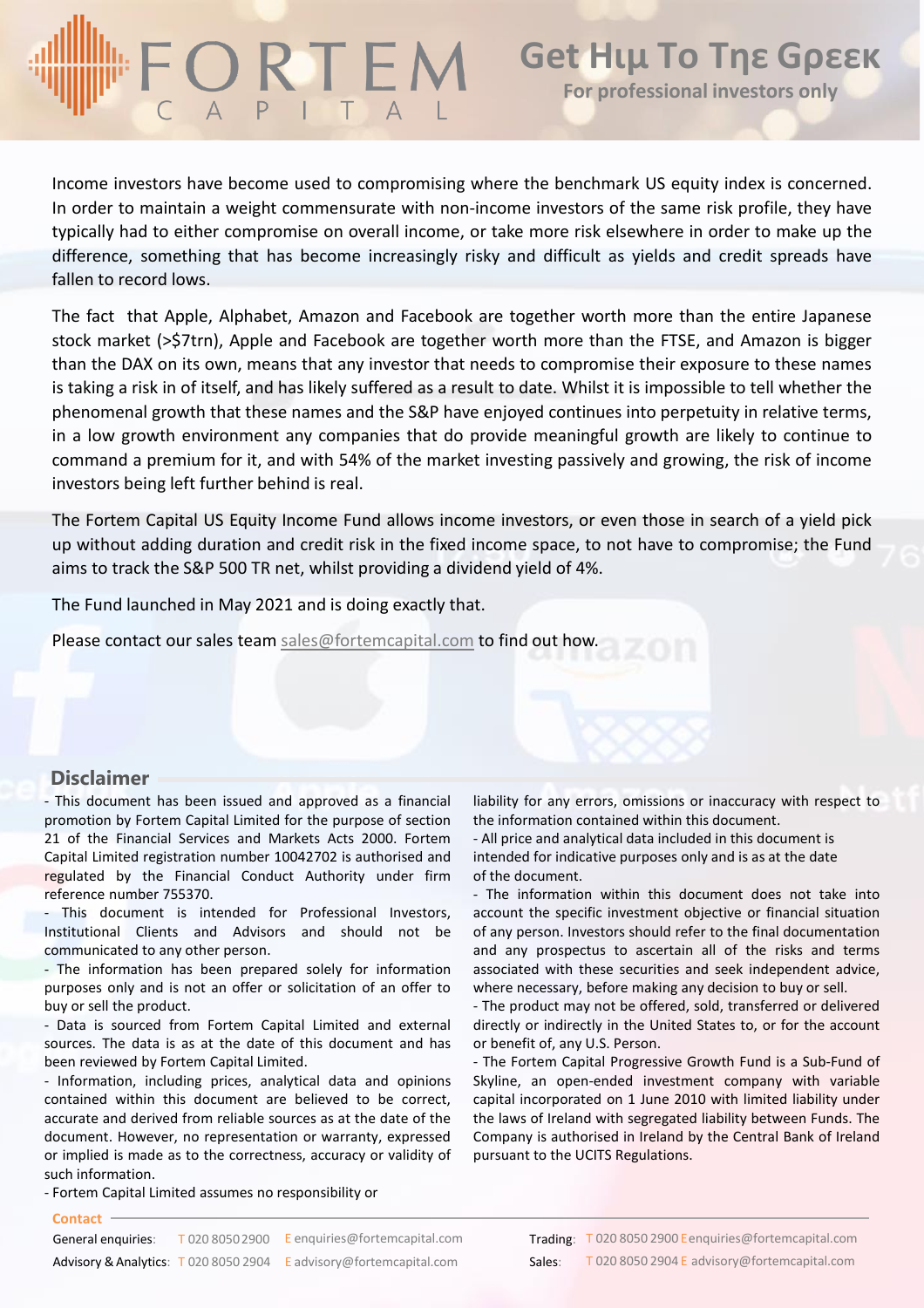# Get Hιμ To Tηε Gρεεκ

**For professional investors only**

Income investors have become used to compromising where the benchmark US equity index is concerned. In order to maintain a weight commensurate with non-income investors of the same risk profile, they have typically had to either compromise on overall income, or take more risk elsewhere in order to make up the difference, something that has become increasingly risky and difficult as yields and credit spreads have fallen to record lows.

The fact that Apple, Alphabet, Amazon and Facebook are together worth more than the entire Japanese stock market (>$7trn), Apple and Facebook are together worth more than the FTSE, and Amazon is bigger than the DAX on its own, means that any investor that needs to compromise their exposure to these names is taking a risk in of itself, and has likely suffered as a result to date. Whilst it is impossible to tell whether the phenomenal growth that these names and the S&P have enjoyed continues into perpetuity in relative terms, in a low growth environment any companies that do provide meaningful growth are likely to continue to command a premium for it, and with 54% of the market investing passively and growing, the risk of income investors being left further behind is real.

The Fortem Capital US Equity Income Fund allows income investors, or even those in search of a yield pick up without adding duration and credit risk in the fixed income space, to not have to compromise; the Fund aims to track the S&P 500 TR net, whilst providing a dividend yield of 4%.

The Fund launched in May 2021 and is doing exactly that.

Please contact our sales team sales@fortemcapital.com to find out how.

## Disclaimer

- This document has been issued and approved as a financial promotion by Fortem Capital Limited for the purpose of section 21 of the Financial Services and Markets Acts 2000. Fortem Capital Limited registration number 10042702 is authorised and regulated by the Financial Conduct Authority under firm reference number 755370.
- This document is intended for Professional Investors, Institutional Clients and Advisors and should not be communicated to any other person.
- The information has been prepared solely for information purposes only and is not an offer or solicitation of an offer to buy or sell the product.
- Data is sourced from Fortem Capital Limited and external sources. The data is as at the date of this document and has been reviewed by Fortem Capital Limited.
- Information, including prices, analytical data and opinions contained within this document are believed to be correct, accurate and derived from reliable sources as at the date of the document. However, no representation or warranty, expressed or implied is made as to the correctness, accuracy or validity of such information.
- Fortem Capital Limited assumes no responsibility or liability for any errors, omissions or inaccuracy with respect to the information contained within this document.
- All price and analytical data included in this document is intended for indicative purposes only and is as at the date of the document.
- The information within this document does not take into account the specific investment objective or financial situation of any person. Investors should refer to the final documentation and any prospectus to ascertain all of the risks and terms associated with these securities and seek independent advice, where necessary, before making any decision to buy or sell.
- The product may not be offered, sold, transferred or delivered directly or indirectly in the United States to, or for the account or benefit of, any U.S. Person.
- The Fortem Capital Progressive Growth Fund is a Sub-Fund of Skyline, an open-ended investment company with variable capital incorporated on 1 June 2010 with limited liability under the laws of Ireland with segregated liability between Funds. The Company is authorised in Ireland by the Central Bank of Ireland pursuant to the UCITS Regulations.

### Contact

General enquiries: T 020 8050 2900 E enquiries@fortemcapital.com

Advisory & Analytics: T 020 8050 2904 E advisory@fortemcapital.com

Trading: T 020 8050 2900 E enquiries@fortemcapital.com

Sales: T 020 8050 2904 E advisory@fortemcapital.com